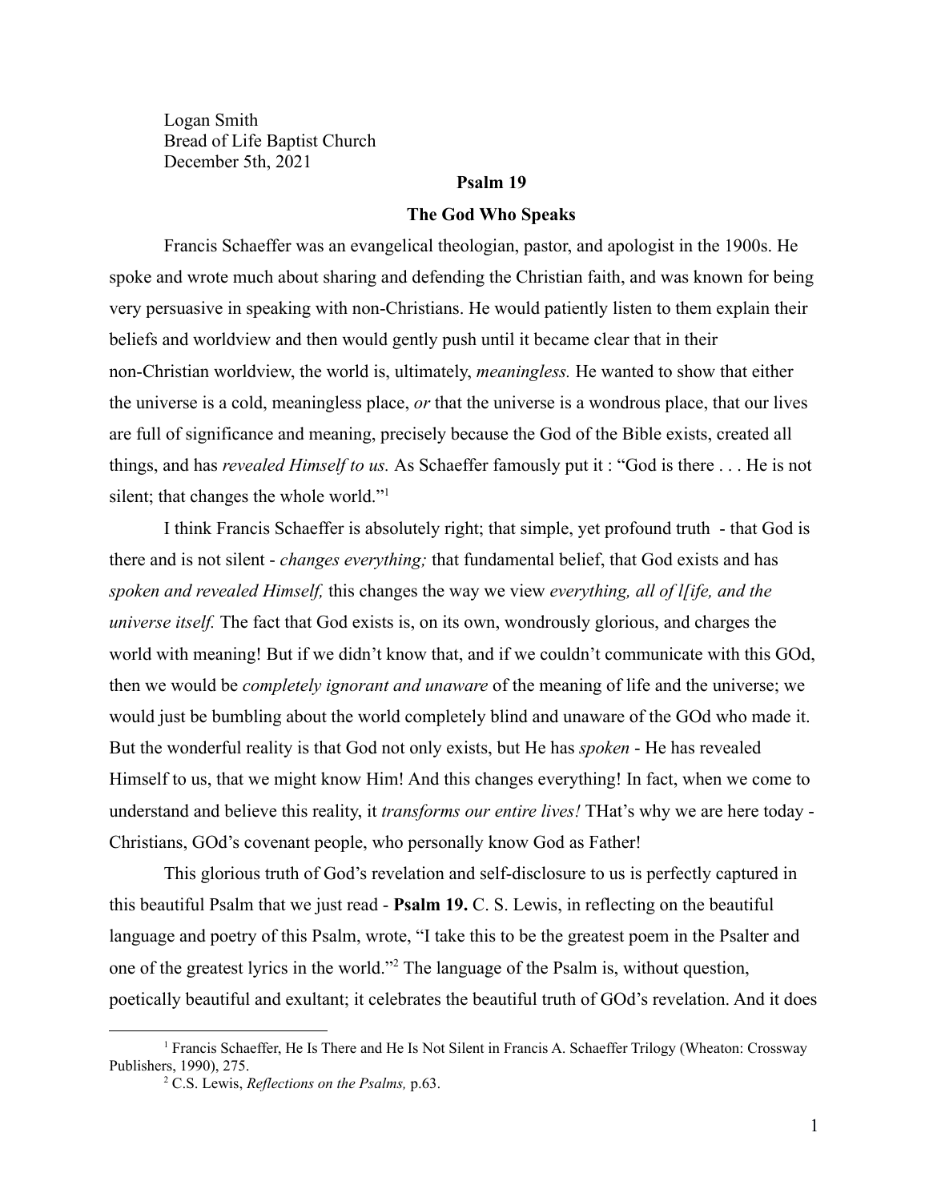Logan Smith
Bread of Life Baptist Church
December 5th, 2021

**Psalm 19**

**The God Who Speaks**

Francis Schaeffer was an evangelical theologian, pastor, and apologist in the 1900s. He spoke and wrote much about sharing and defending the Christian faith, and was known for being very persuasive in speaking with non-Christians. He would patiently listen to them explain their beliefs and worldview and then would gently push until it became clear that in their non-Christian worldview, the world is, ultimately, *meaningless.* He wanted to show that either the universe is a cold, meaningless place, *or* that the universe is a wondrous place, that our lives are full of significance and meaning, precisely because the God of the Bible exists, created all things, and has *revealed Himself to us.* As Schaeffer famously put it : "God is there . . . He is not silent; that changes the whole world."[1]

I think Francis Schaeffer is absolutely right; that simple, yet profound truth - that God is there and is not silent - *changes everything;* that fundamental belief, that God exists and has *spoken and revealed Himself,* this changes the way we view *everything, all of l[ife, and the universe itself.* The fact that God exists is, on its own, wondrously glorious, and charges the world with meaning! But if we didn't know that, and if we couldn't communicate with this GOd, then we would be *completely ignorant and unaware* of the meaning of life and the universe; we would just be bumbling about the world completely blind and unaware of the GOd who made it. But the wonderful reality is that God not only exists, but He has *spoken* - He has revealed Himself to us, that we might know Him! And this changes everything! In fact, when we come to understand and believe this reality, it *transforms our entire lives!* THat's why we are here today - Christians, GOd's covenant people, who personally know God as Father!

This glorious truth of God's revelation and self-disclosure to us is perfectly captured in this beautiful Psalm that we just read - **Psalm 19.** C. S. Lewis, in reflecting on the beautiful language and poetry of this Psalm, wrote, "I take this to be the greatest poem in the Psalter and one of the greatest lyrics in the world."[2] The language of the Psalm is, without question, poetically beautiful and exultant; it celebrates the beautiful truth of GOd's revelation. And it does

---

[1] Francis Schaeffer, He Is There and He Is Not Silent in Francis A. Schaeffer Trilogy (Wheaton: Crossway Publishers, 1990), 275.

[2] C.S. Lewis, *Reflections on the Psalms,* p.63.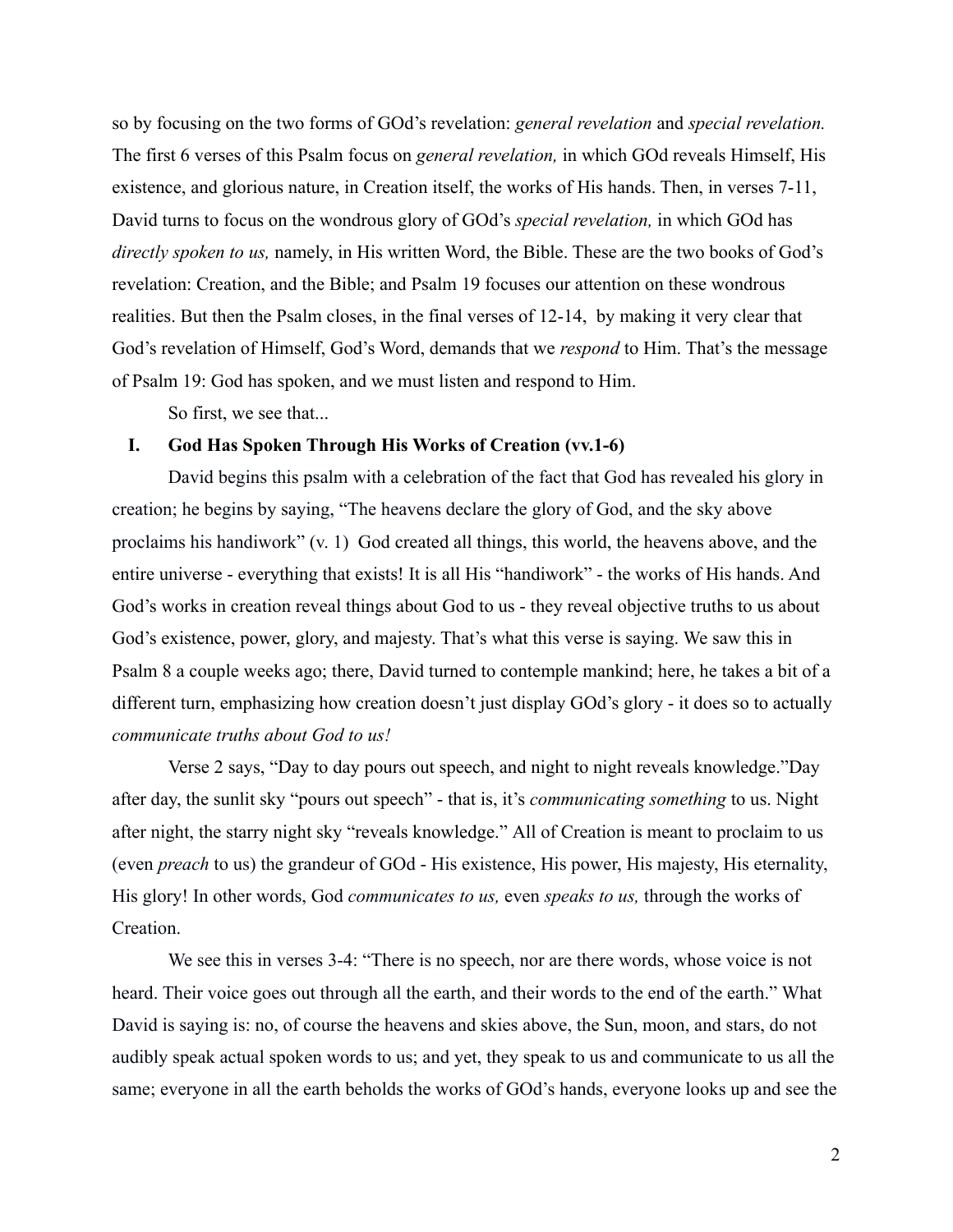so by focusing on the two forms of GOd's revelation: *general revelation* and *special revelation.* The first 6 verses of this Psalm focus on *general revelation,* in which GOd reveals Himself, His existence, and glorious nature, in Creation itself, the works of His hands. Then, in verses 7-11, David turns to focus on the wondrous glory of GOd's *special revelation,* in which GOd has *directly spoken to us,* namely, in His written Word, the Bible. These are the two books of God's revelation: Creation, and the Bible; and Psalm 19 focuses our attention on these wondrous realities. But then the Psalm closes, in the final verses of 12-14, by making it very clear that God's revelation of Himself, God's Word, demands that we *respond* to Him. That's the message of Psalm 19: God has spoken, and we must listen and respond to Him.

So first, we see that...

## I. God Has Spoken Through His Works of Creation (vv.1-6)

David begins this psalm with a celebration of the fact that God has revealed his glory in creation; he begins by saying, "The heavens declare the glory of God, and the sky above proclaims his handiwork" (v. 1) God created all things, this world, the heavens above, and the entire universe - everything that exists! It is all His "handiwork" - the works of His hands. And God's works in creation reveal things about God to us - they reveal objective truths to us about God's existence, power, glory, and majesty. That's what this verse is saying. We saw this in Psalm 8 a couple weeks ago; there, David turned to contemple mankind; here, he takes a bit of a different turn, emphasizing how creation doesn't just display GOd's glory - it does so to actually *communicate truths about God to us!*

Verse 2 says, "Day to day pours out speech, and night to night reveals knowledge."Day after day, the sunlit sky "pours out speech" - that is, it's *communicating something* to us. Night after night, the starry night sky "reveals knowledge." All of Creation is meant to proclaim to us (even *preach* to us) the grandeur of GOd - His existence, His power, His majesty, His eternality, His glory! In other words, God *communicates to us,* even *speaks to us,* through the works of Creation.

We see this in verses 3-4: "There is no speech, nor are there words, whose voice is not heard. Their voice goes out through all the earth, and their words to the end of the earth." What David is saying is: no, of course the heavens and skies above, the Sun, moon, and stars, do not audibly speak actual spoken words to us; and yet, they speak to us and communicate to us all the same; everyone in all the earth beholds the works of GOd's hands, everyone looks up and see the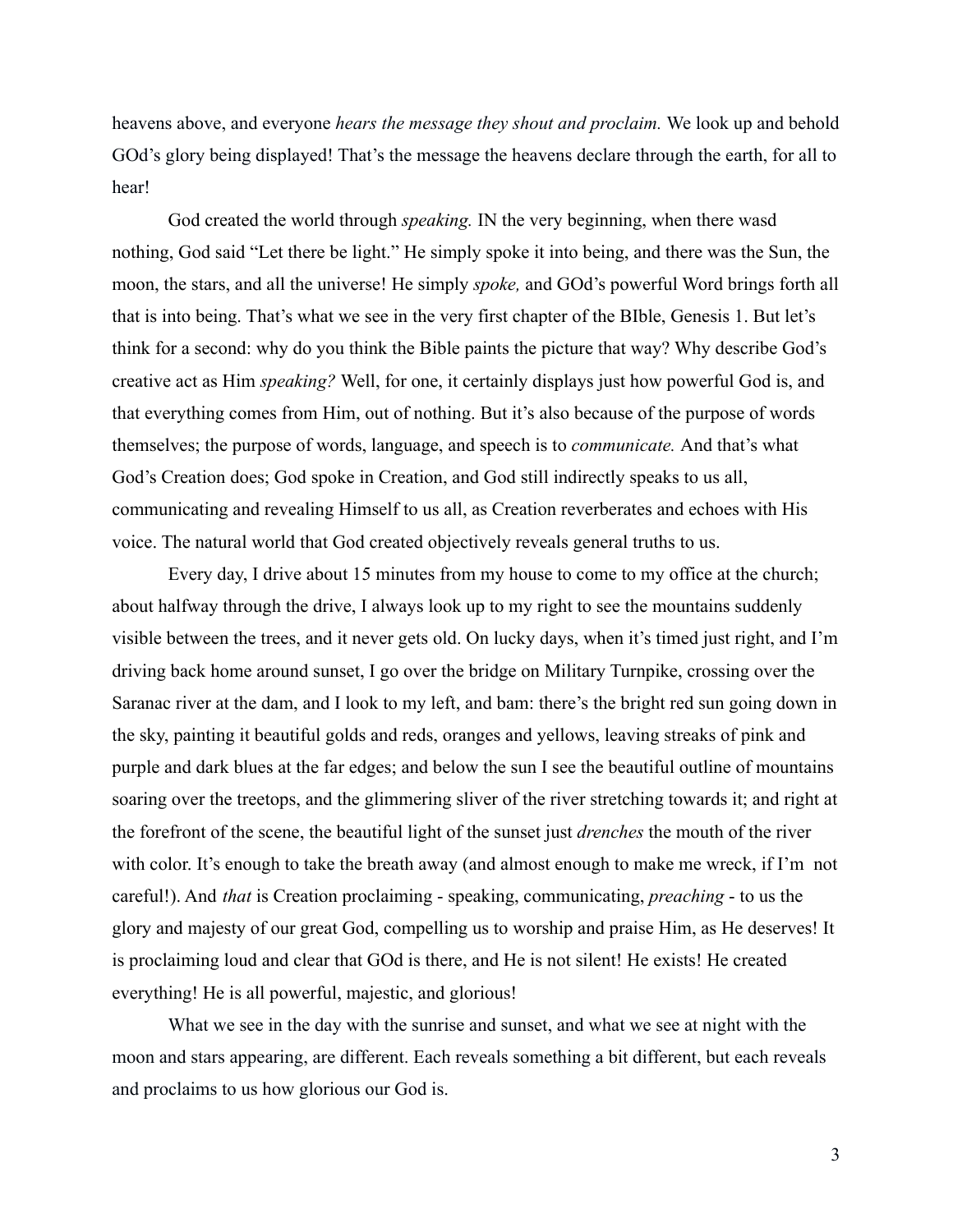heavens above, and everyone *hears the message they shout and proclaim.* We look up and behold GOd's glory being displayed! That's the message the heavens declare through the earth, for all to hear!

God created the world through *speaking.* IN the very beginning, when there wasd nothing, God said "Let there be light." He simply spoke it into being, and there was the Sun, the moon, the stars, and all the universe! He simply *spoke,* and GOd's powerful Word brings forth all that is into being. That's what we see in the very first chapter of the BIble, Genesis 1. But let's think for a second: why do you think the Bible paints the picture that way? Why describe God's creative act as Him *speaking?* Well, for one, it certainly displays just how powerful God is, and that everything comes from Him, out of nothing. But it's also because of the purpose of words themselves; the purpose of words, language, and speech is to *communicate.* And that's what God's Creation does; God spoke in Creation, and God still indirectly speaks to us all, communicating and revealing Himself to us all, as Creation reverberates and echoes with His voice. The natural world that God created objectively reveals general truths to us.

Every day, I drive about 15 minutes from my house to come to my office at the church; about halfway through the drive, I always look up to my right to see the mountains suddenly visible between the trees, and it never gets old. On lucky days, when it's timed just right, and I'm driving back home around sunset, I go over the bridge on Military Turnpike, crossing over the Saranac river at the dam, and I look to my left, and bam: there's the bright red sun going down in the sky, painting it beautiful golds and reds, oranges and yellows, leaving streaks of pink and purple and dark blues at the far edges; and below the sun I see the beautiful outline of mountains soaring over the treetops, and the glimmering sliver of the river stretching towards it; and right at the forefront of the scene, the beautiful light of the sunset just *drenches* the mouth of the river with color. It's enough to take the breath away (and almost enough to make me wreck, if I'm not careful!). And *that* is Creation proclaiming - speaking, communicating, *preaching* - to us the glory and majesty of our great God, compelling us to worship and praise Him, as He deserves! It is proclaiming loud and clear that GOd is there, and He is not silent! He exists! He created everything! He is all powerful, majestic, and glorious!

What we see in the day with the sunrise and sunset, and what we see at night with the moon and stars appearing, are different. Each reveals something a bit different, but each reveals and proclaims to us how glorious our God is.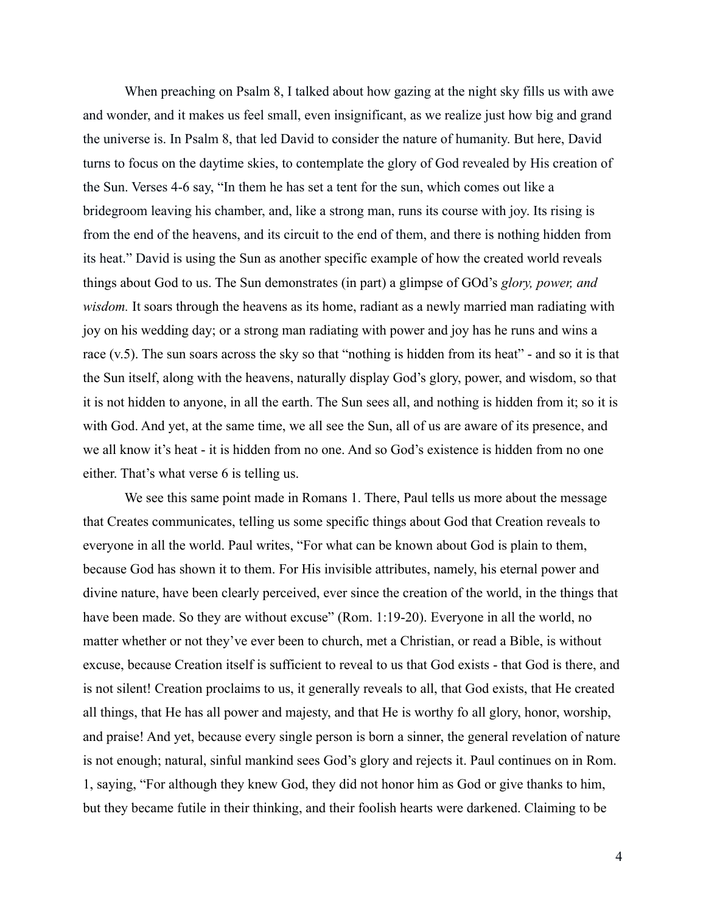When preaching on Psalm 8, I talked about how gazing at the night sky fills us with awe and wonder, and it makes us feel small, even insignificant, as we realize just how big and grand the universe is. In Psalm 8, that led David to consider the nature of humanity. But here, David turns to focus on the daytime skies, to contemplate the glory of God revealed by His creation of the Sun. Verses 4-6 say, "In them he has set a tent for the sun, which comes out like a bridegroom leaving his chamber, and, like a strong man, runs its course with joy. Its rising is from the end of the heavens, and its circuit to the end of them, and there is nothing hidden from its heat." David is using the Sun as another specific example of how the created world reveals things about God to us. The Sun demonstrates (in part) a glimpse of GOd's *glory, power, and wisdom.* It soars through the heavens as its home, radiant as a newly married man radiating with joy on his wedding day; or a strong man radiating with power and joy has he runs and wins a race (v.5). The sun soars across the sky so that "nothing is hidden from its heat" - and so it is that the Sun itself, along with the heavens, naturally display God's glory, power, and wisdom, so that it is not hidden to anyone, in all the earth. The Sun sees all, and nothing is hidden from it; so it is with God. And yet, at the same time, we all see the Sun, all of us are aware of its presence, and we all know it's heat - it is hidden from no one. And so God's existence is hidden from no one either. That's what verse 6 is telling us.

We see this same point made in Romans 1. There, Paul tells us more about the message that Creates communicates, telling us some specific things about God that Creation reveals to everyone in all the world. Paul writes, "For what can be known about God is plain to them, because God has shown it to them. For His invisible attributes, namely, his eternal power and divine nature, have been clearly perceived, ever since the creation of the world, in the things that have been made. So they are without excuse" (Rom. 1:19-20). Everyone in all the world, no matter whether or not they've ever been to church, met a Christian, or read a Bible, is without excuse, because Creation itself is sufficient to reveal to us that God exists - that God is there, and is not silent! Creation proclaims to us, it generally reveals to all, that God exists, that He created all things, that He has all power and majesty, and that He is worthy fo all glory, honor, worship, and praise! And yet, because every single person is born a sinner, the general revelation of nature is not enough; natural, sinful mankind sees God's glory and rejects it. Paul continues on in Rom. 1, saying, "For although they knew God, they did not honor him as God or give thanks to him, but they became futile in their thinking, and their foolish hearts were darkened. Claiming to be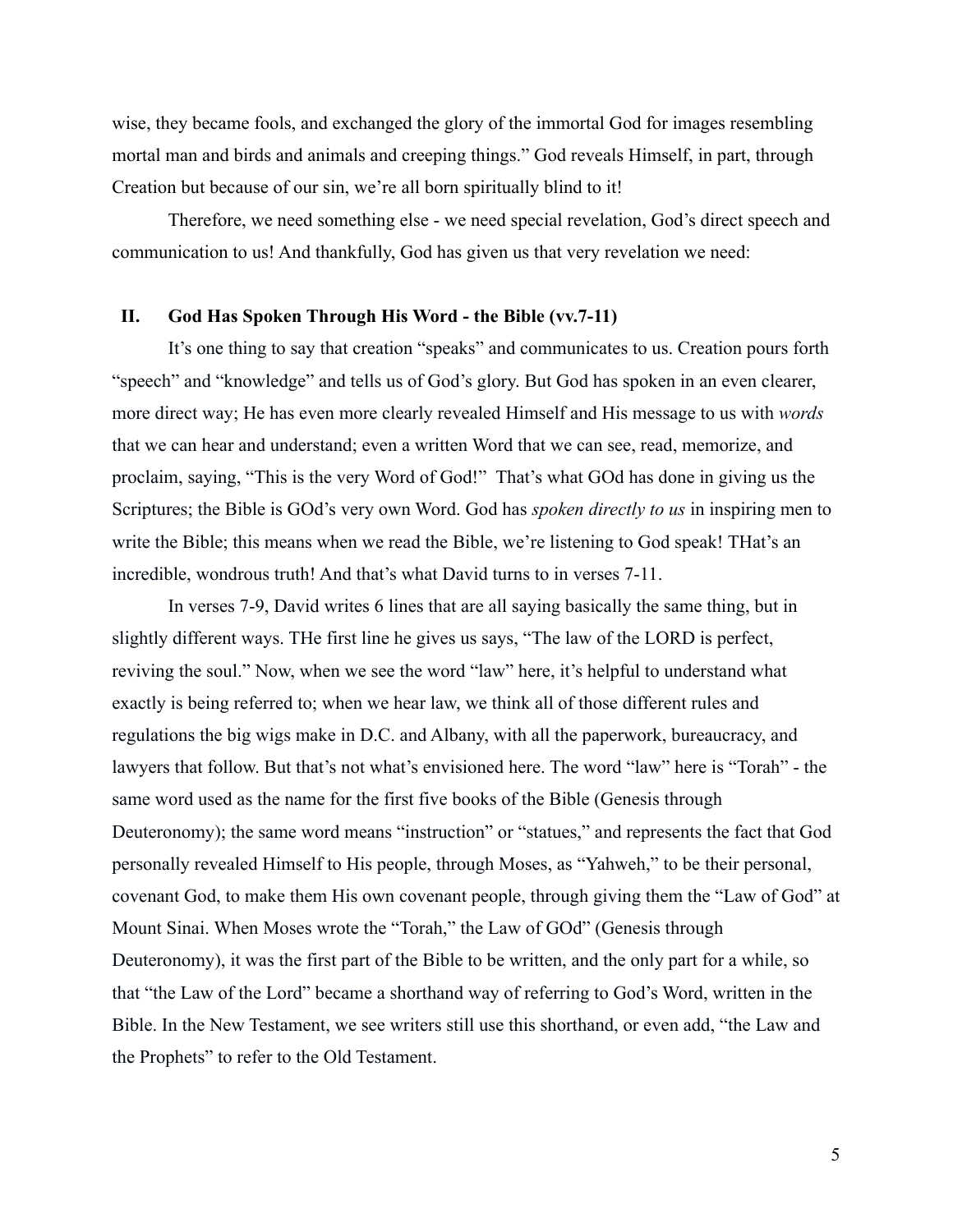wise, they became fools, and exchanged the glory of the immortal God for images resembling mortal man and birds and animals and creeping things." God reveals Himself, in part, through Creation but because of our sin, we're all born spiritually blind to it!

Therefore, we need something else - we need special revelation, God's direct speech and communication to us! And thankfully, God has given us that very revelation we need:

## II. God Has Spoken Through His Word - the Bible (vv.7-11)

It's one thing to say that creation "speaks" and communicates to us. Creation pours forth "speech" and "knowledge" and tells us of God's glory. But God has spoken in an even clearer, more direct way; He has even more clearly revealed Himself and His message to us with *words* that we can hear and understand; even a written Word that we can see, read, memorize, and proclaim, saying, "This is the very Word of God!" That's what GOd has done in giving us the Scriptures; the Bible is GOd's very own Word. God has *spoken directly to us* in inspiring men to write the Bible; this means when we read the Bible, we're listening to God speak! THat's an incredible, wondrous truth! And that's what David turns to in verses 7-11.

In verses 7-9, David writes 6 lines that are all saying basically the same thing, but in slightly different ways. THe first line he gives us says, "The law of the LORD is perfect, reviving the soul." Now, when we see the word "law" here, it's helpful to understand what exactly is being referred to; when we hear law, we think all of those different rules and regulations the big wigs make in D.C. and Albany, with all the paperwork, bureaucracy, and lawyers that follow. But that's not what's envisioned here. The word "law" here is "Torah" - the same word used as the name for the first five books of the Bible (Genesis through Deuteronomy); the same word means "instruction" or "statues," and represents the fact that God personally revealed Himself to His people, through Moses, as "Yahweh," to be their personal, covenant God, to make them His own covenant people, through giving them the "Law of God" at Mount Sinai. When Moses wrote the "Torah," the Law of GOd" (Genesis through Deuteronomy), it was the first part of the Bible to be written, and the only part for a while, so that "the Law of the Lord" became a shorthand way of referring to God's Word, written in the Bible. In the New Testament, we see writers still use this shorthand, or even add, "the Law and the Prophets" to refer to the Old Testament.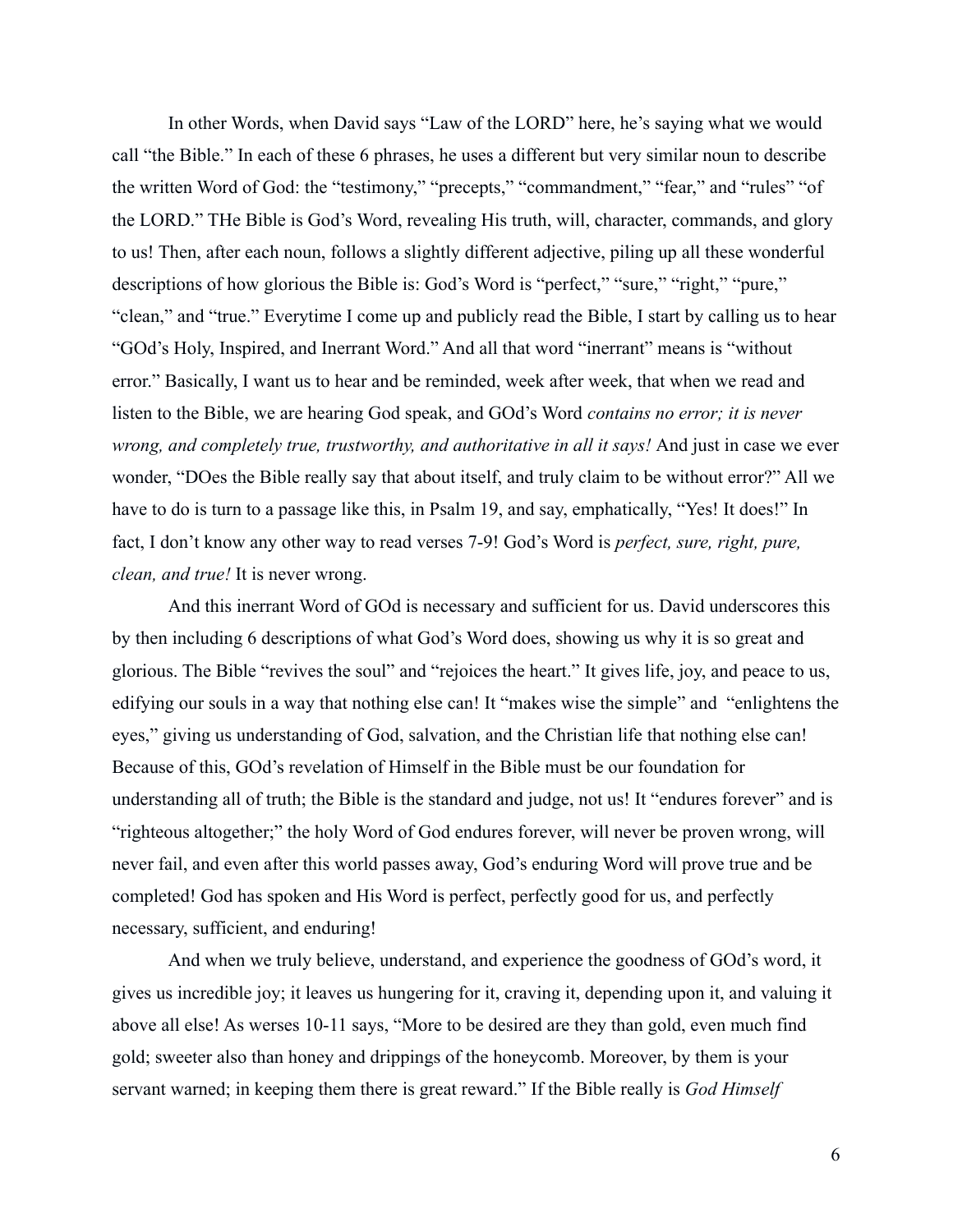In other Words, when David says "Law of the LORD" here, he's saying what we would call "the Bible." In each of these 6 phrases, he uses a different but very similar noun to describe the written Word of God: the "testimony," "precepts," "commandment," "fear," and "rules" "of the LORD." THe Bible is God's Word, revealing His truth, will, character, commands, and glory to us! Then, after each noun, follows a slightly different adjective, piling up all these wonderful descriptions of how glorious the Bible is: God's Word is "perfect," "sure," "right," "pure," "clean," and "true." Everytime I come up and publicly read the Bible, I start by calling us to hear "GOd's Holy, Inspired, and Inerrant Word." And all that word "inerrant" means is "without error." Basically, I want us to hear and be reminded, week after week, that when we read and listen to the Bible, we are hearing God speak, and GOd's Word *contains no error; it is never wrong, and completely true, trustworthy, and authoritative in all it says!* And just in case we ever wonder, "DOes the Bible really say that about itself, and truly claim to be without error?" All we have to do is turn to a passage like this, in Psalm 19, and say, emphatically, "Yes! It does!" In fact, I don't know any other way to read verses 7-9! God's Word is *perfect, sure, right, pure, clean, and true!* It is never wrong.

And this inerrant Word of GOd is necessary and sufficient for us. David underscores this by then including 6 descriptions of what God's Word does, showing us why it is so great and glorious. The Bible "revives the soul" and "rejoices the heart." It gives life, joy, and peace to us, edifying our souls in a way that nothing else can! It "makes wise the simple" and "enlightens the eyes," giving us understanding of God, salvation, and the Christian life that nothing else can! Because of this, GOd's revelation of Himself in the Bible must be our foundation for understanding all of truth; the Bible is the standard and judge, not us! It "endures forever" and is "righteous altogether;" the holy Word of God endures forever, will never be proven wrong, will never fail, and even after this world passes away, God's enduring Word will prove true and be completed! God has spoken and His Word is perfect, perfectly good for us, and perfectly necessary, sufficient, and enduring!

And when we truly believe, understand, and experience the goodness of GOd's word, it gives us incredible joy; it leaves us hungering for it, craving it, depending upon it, and valuing it above all else! As werses 10-11 says, "More to be desired are they than gold, even much find gold; sweeter also than honey and drippings of the honeycomb. Moreover, by them is your servant warned; in keeping them there is great reward." If the Bible really is *God Himself*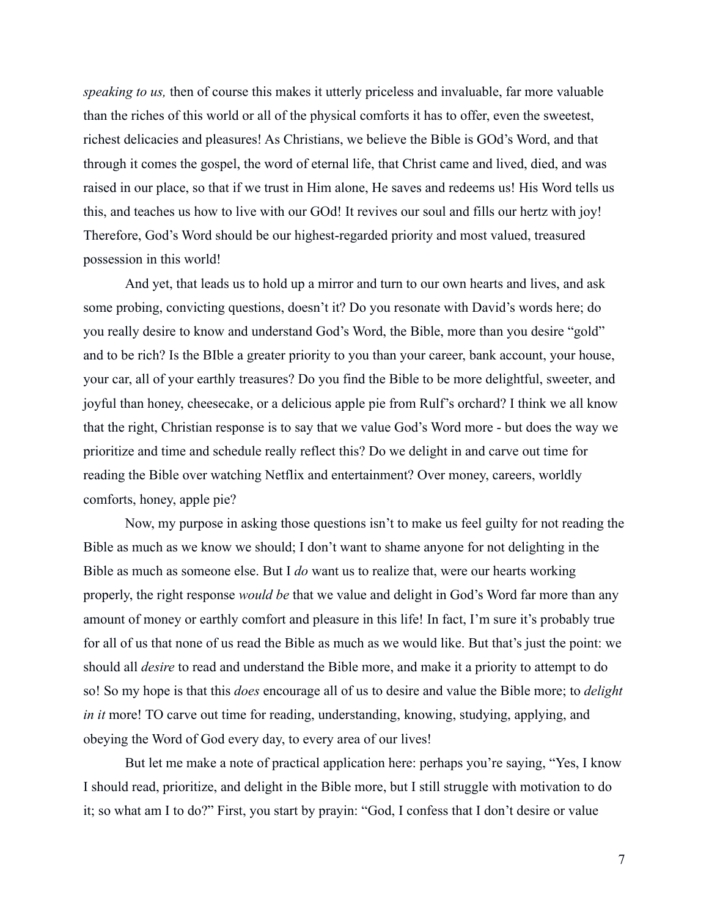*speaking to us,* then of course this makes it utterly priceless and invaluable, far more valuable than the riches of this world or all of the physical comforts it has to offer, even the sweetest, richest delicacies and pleasures! As Christians, we believe the Bible is GOd's Word, and that through it comes the gospel, the word of eternal life, that Christ came and lived, died, and was raised in our place, so that if we trust in Him alone, He saves and redeems us! His Word tells us this, and teaches us how to live with our GOd! It revives our soul and fills our hertz with joy! Therefore, God's Word should be our highest-regarded priority and most valued, treasured possession in this world!

And yet, that leads us to hold up a mirror and turn to our own hearts and lives, and ask some probing, convicting questions, doesn't it? Do you resonate with David's words here; do you really desire to know and understand God's Word, the Bible, more than you desire "gold" and to be rich? Is the BIble a greater priority to you than your career, bank account, your house, your car, all of your earthly treasures? Do you find the Bible to be more delightful, sweeter, and joyful than honey, cheesecake, or a delicious apple pie from Rulf's orchard? I think we all know that the right, Christian response is to say that we value God's Word more - but does the way we prioritize and time and schedule really reflect this? Do we delight in and carve out time for reading the Bible over watching Netflix and entertainment? Over money, careers, worldly comforts, honey, apple pie?

Now, my purpose in asking those questions isn't to make us feel guilty for not reading the Bible as much as we know we should; I don't want to shame anyone for not delighting in the Bible as much as someone else. But I *do* want us to realize that, were our hearts working properly, the right response *would be* that we value and delight in God's Word far more than any amount of money or earthly comfort and pleasure in this life! In fact, I'm sure it's probably true for all of us that none of us read the Bible as much as we would like. But that's just the point: we should all *desire* to read and understand the Bible more, and make it a priority to attempt to do so! So my hope is that this *does* encourage all of us to desire and value the Bible more; to *delight in it* more! TO carve out time for reading, understanding, knowing, studying, applying, and obeying the Word of God every day, to every area of our lives!

But let me make a note of practical application here: perhaps you're saying, "Yes, I know I should read, prioritize, and delight in the Bible more, but I still struggle with motivation to do it; so what am I to do?" First, you start by prayin: "God, I confess that I don't desire or value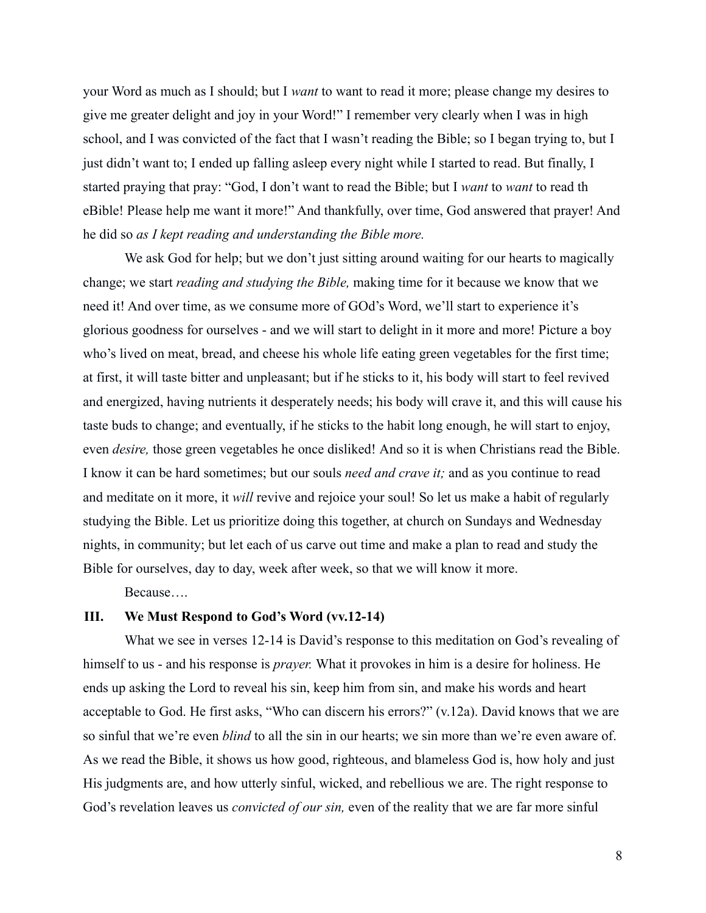your Word as much as I should; but I *want* to want to read it more; please change my desires to give me greater delight and joy in your Word!" I remember very clearly when I was in high school, and I was convicted of the fact that I wasn't reading the Bible; so I began trying to, but I just didn't want to; I ended up falling asleep every night while I started to read. But finally, I started praying that pray: "God, I don't want to read the Bible; but I *want* to *want* to read th eBible! Please help me want it more!" And thankfully, over time, God answered that prayer! And he did so *as I kept reading and understanding the Bible more.*

We ask God for help; but we don't just sitting around waiting for our hearts to magically change; we start *reading and studying the Bible,* making time for it because we know that we need it! And over time, as we consume more of GOd's Word, we'll start to experience it's glorious goodness for ourselves - and we will start to delight in it more and more! Picture a boy who's lived on meat, bread, and cheese his whole life eating green vegetables for the first time; at first, it will taste bitter and unpleasant; but if he sticks to it, his body will start to feel revived and energized, having nutrients it desperately needs; his body will crave it, and this will cause his taste buds to change; and eventually, if he sticks to the habit long enough, he will start to enjoy, even *desire,* those green vegetables he once disliked! And so it is when Christians read the Bible. I know it can be hard sometimes; but our souls *need and crave it;* and as you continue to read and meditate on it more, it *will* revive and rejoice your soul! So let us make a habit of regularly studying the Bible. Let us prioritize doing this together, at church on Sundays and Wednesday nights, in community; but let each of us carve out time and make a plan to read and study the Bible for ourselves, day to day, week after week, so that we will know it more.

Because….

## III. We Must Respond to God's Word (vv.12-14)

What we see in verses 12-14 is David's response to this meditation on God's revealing of himself to us - and his response is *prayer.* What it provokes in him is a desire for holiness. He ends up asking the Lord to reveal his sin, keep him from sin, and make his words and heart acceptable to God. He first asks, "Who can discern his errors?" (v.12a). David knows that we are so sinful that we're even *blind* to all the sin in our hearts; we sin more than we're even aware of. As we read the Bible, it shows us how good, righteous, and blameless God is, how holy and just His judgments are, and how utterly sinful, wicked, and rebellious we are. The right response to God's revelation leaves us *convicted of our sin,* even of the reality that we are far more sinful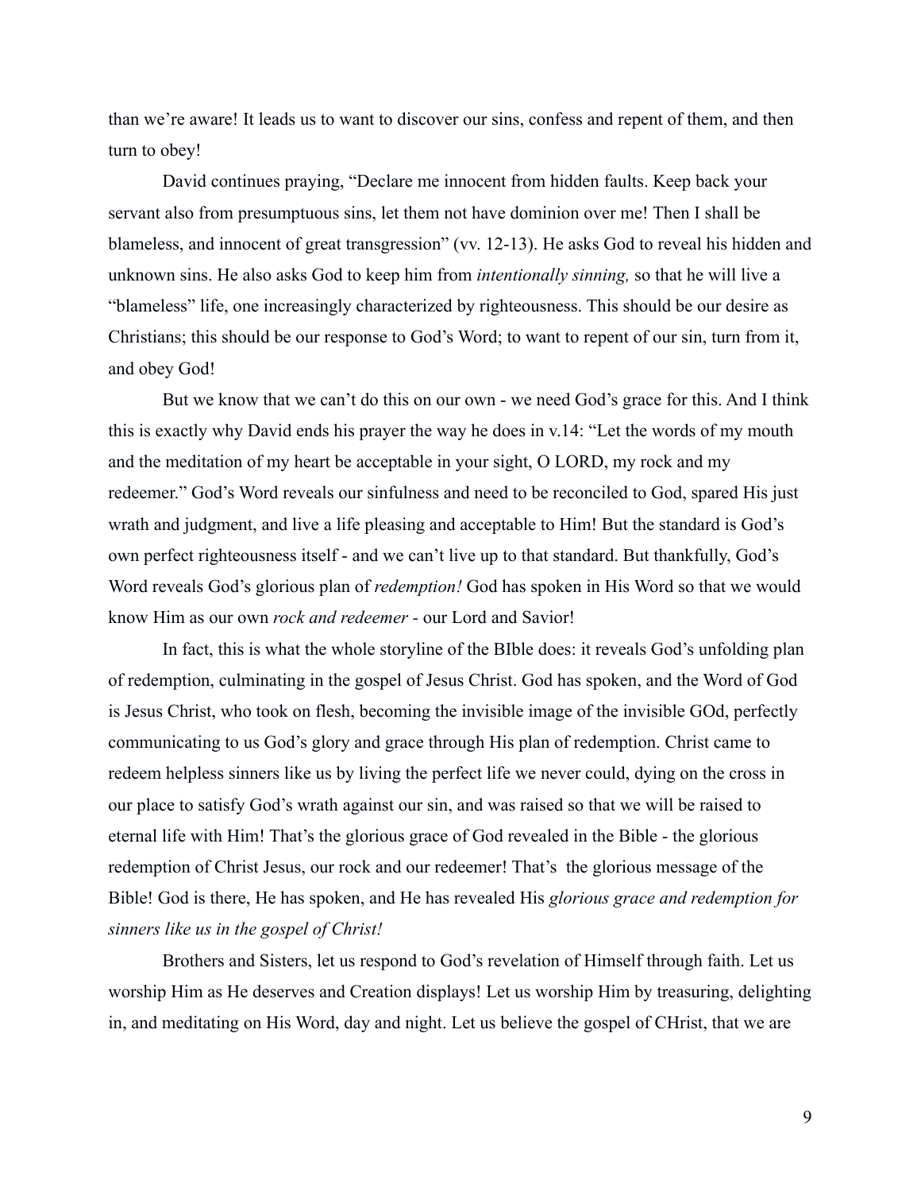than we're aware! It leads us to want to discover our sins, confess and repent of them, and then turn to obey!

David continues praying, "Declare me innocent from hidden faults. Keep back your servant also from presumptuous sins, let them not have dominion over me! Then I shall be blameless, and innocent of great transgression" (vv. 12-13). He asks God to reveal his hidden and unknown sins. He also asks God to keep him from *intentionally sinning,* so that he will live a "blameless" life, one increasingly characterized by righteousness. This should be our desire as Christians; this should be our response to God's Word; to want to repent of our sin, turn from it, and obey God!

But we know that we can't do this on our own - we need God's grace for this. And I think this is exactly why David ends his prayer the way he does in v.14: "Let the words of my mouth and the meditation of my heart be acceptable in your sight, O LORD, my rock and my redeemer." God's Word reveals our sinfulness and need to be reconciled to God, spared His just wrath and judgment, and live a life pleasing and acceptable to Him! But the standard is God's own perfect righteousness itself - and we can't live up to that standard. But thankfully, God's Word reveals God's glorious plan of *redemption!* God has spoken in His Word so that we would know Him as our own *rock and redeemer* - our Lord and Savior!

In fact, this is what the whole storyline of the BIble does: it reveals God's unfolding plan of redemption, culminating in the gospel of Jesus Christ. God has spoken, and the Word of God is Jesus Christ, who took on flesh, becoming the invisible image of the invisible GOd, perfectly communicating to us God's glory and grace through His plan of redemption. Christ came to redeem helpless sinners like us by living the perfect life we never could, dying on the cross in our place to satisfy God's wrath against our sin, and was raised so that we will be raised to eternal life with Him! That's the glorious grace of God revealed in the Bible - the glorious redemption of Christ Jesus, our rock and our redeemer! That's the glorious message of the Bible! God is there, He has spoken, and He has revealed His *glorious grace and redemption for sinners like us in the gospel of Christ!*

Brothers and Sisters, let us respond to God's revelation of Himself through faith. Let us worship Him as He deserves and Creation displays! Let us worship Him by treasuring, delighting in, and meditating on His Word, day and night. Let us believe the gospel of CHrist, that we are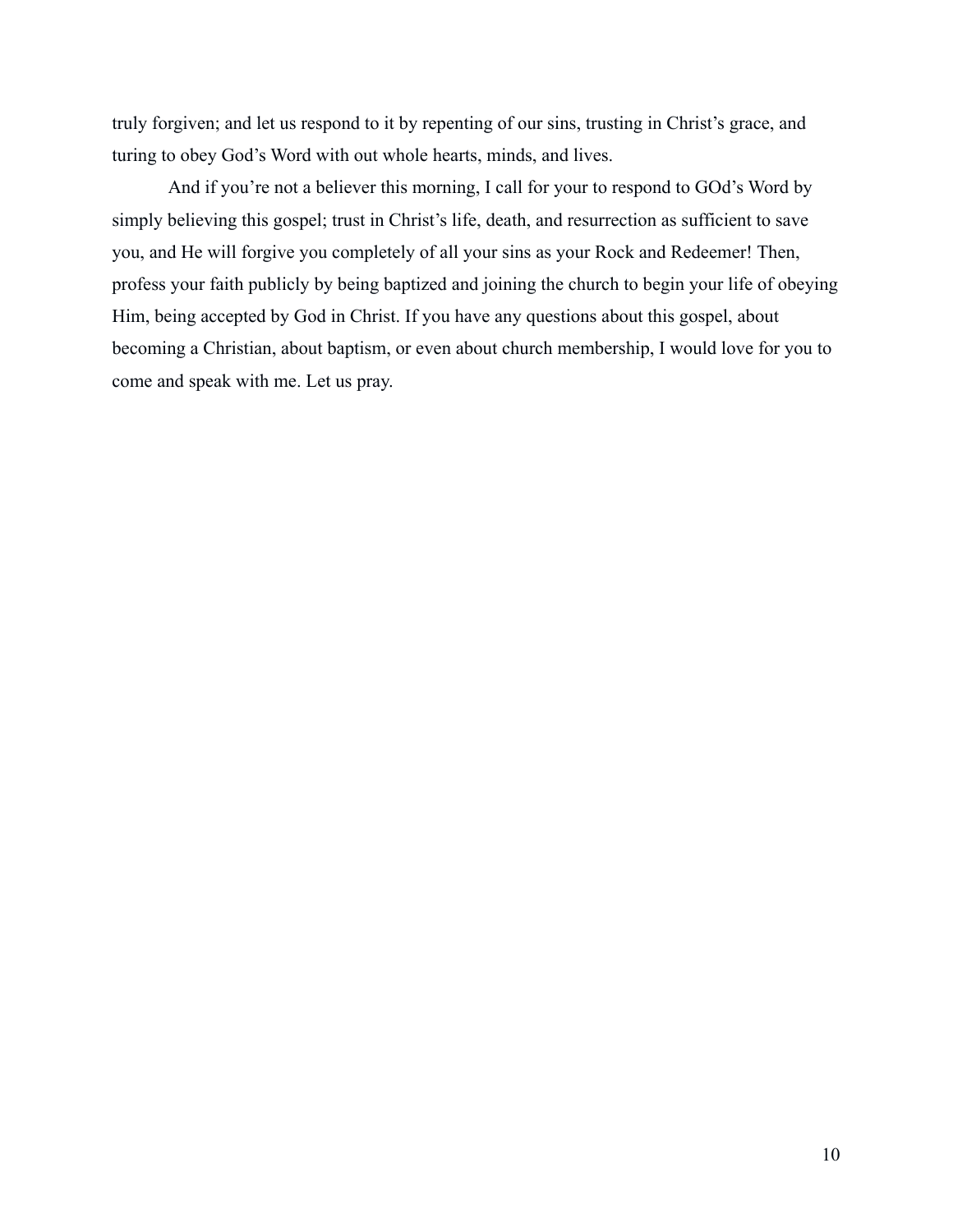truly forgiven; and let us respond to it by repenting of our sins, trusting in Christ's grace, and turing to obey God's Word with out whole hearts, minds, and lives.

And if you're not a believer this morning, I call for your to respond to GOd's Word by simply believing this gospel; trust in Christ's life, death, and resurrection as sufficient to save you, and He will forgive you completely of all your sins as your Rock and Redeemer! Then, profess your faith publicly by being baptized and joining the church to begin your life of obeying Him, being accepted by God in Christ. If you have any questions about this gospel, about becoming a Christian, about baptism, or even about church membership, I would love for you to come and speak with me. Let us pray.